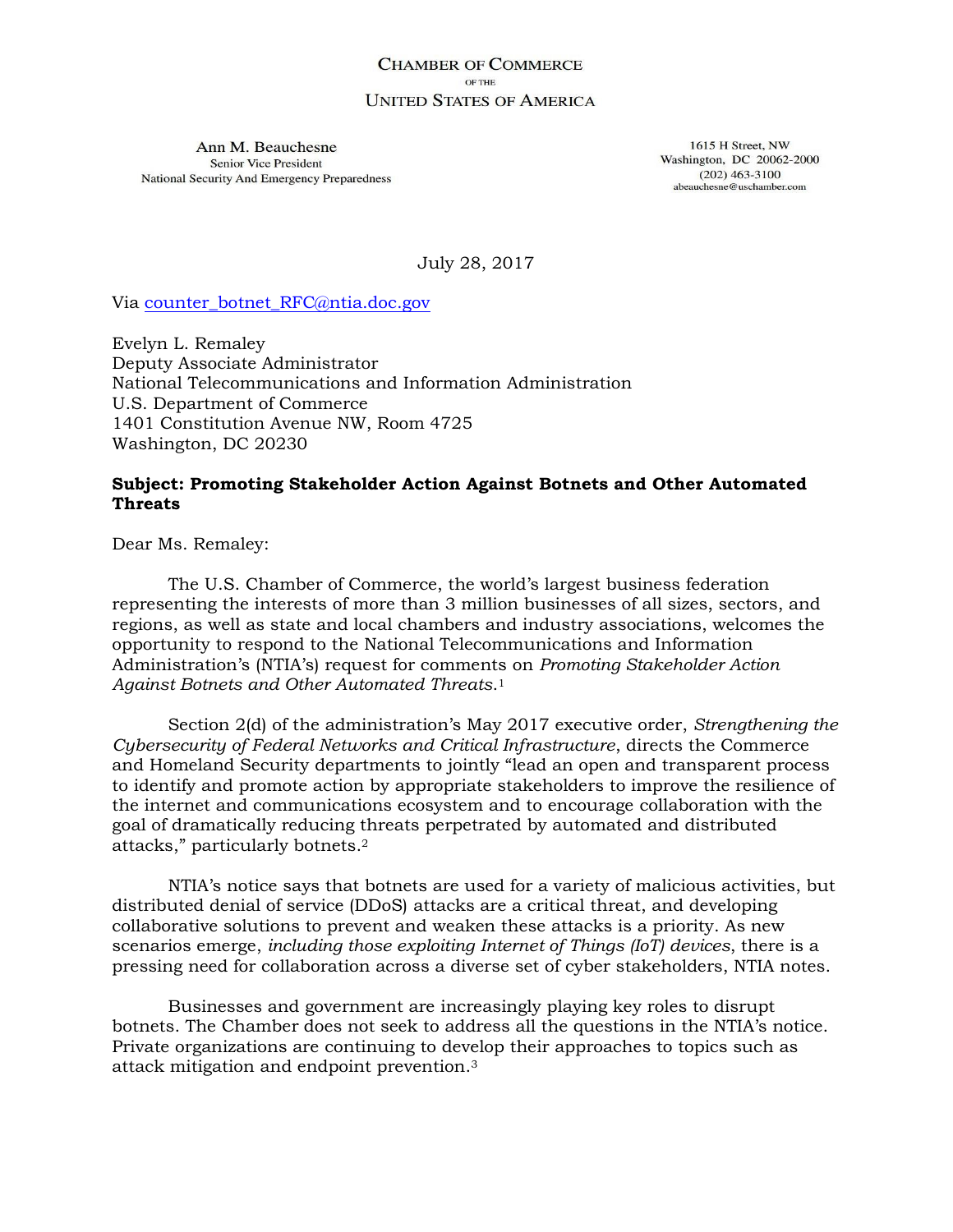CHAMBER OF COMMERCE
OF THE
UNITED STATES OF AMERICA

Ann M. Beauchesne
Senior Vice President
National Security And Emergency Preparedness

1615 H Street, NW
Washington, DC 20062-2000
(202) 463-3100
abeauchesne@uschamber.com

July 28, 2017

Via counter_botnet_RFC@ntia.doc.gov

Evelyn L. Remaley
Deputy Associate Administrator
National Telecommunications and Information Administration
U.S. Department of Commerce
1401 Constitution Avenue NW, Room 4725
Washington, DC 20230

**Subject: Promoting Stakeholder Action Against Botnets and Other Automated Threats**

Dear Ms. Remaley:

The U.S. Chamber of Commerce, the world's largest business federation representing the interests of more than 3 million businesses of all sizes, sectors, and regions, as well as state and local chambers and industry associations, welcomes the opportunity to respond to the National Telecommunications and Information Administration's (NTIA's) request for comments on *Promoting Stakeholder Action Against Botnets and Other Automated Threats.*[1]

Section 2(d) of the administration's May 2017 executive order, *Strengthening the Cybersecurity of Federal Networks and Critical Infrastructure*, directs the Commerce and Homeland Security departments to jointly "lead an open and transparent process to identify and promote action by appropriate stakeholders to improve the resilience of the internet and communications ecosystem and to encourage collaboration with the goal of dramatically reducing threats perpetrated by automated and distributed attacks," particularly botnets.[2]

NTIA's notice says that botnets are used for a variety of malicious activities, but distributed denial of service (DDoS) attacks are a critical threat, and developing collaborative solutions to prevent and weaken these attacks is a priority. As new scenarios emerge, *including those exploiting Internet of Things (IoT) devices*, there is a pressing need for collaboration across a diverse set of cyber stakeholders, NTIA notes.

Businesses and government are increasingly playing key roles to disrupt botnets. The Chamber does not seek to address all the questions in the NTIA's notice. Private organizations are continuing to develop their approaches to topics such as attack mitigation and endpoint prevention.[3]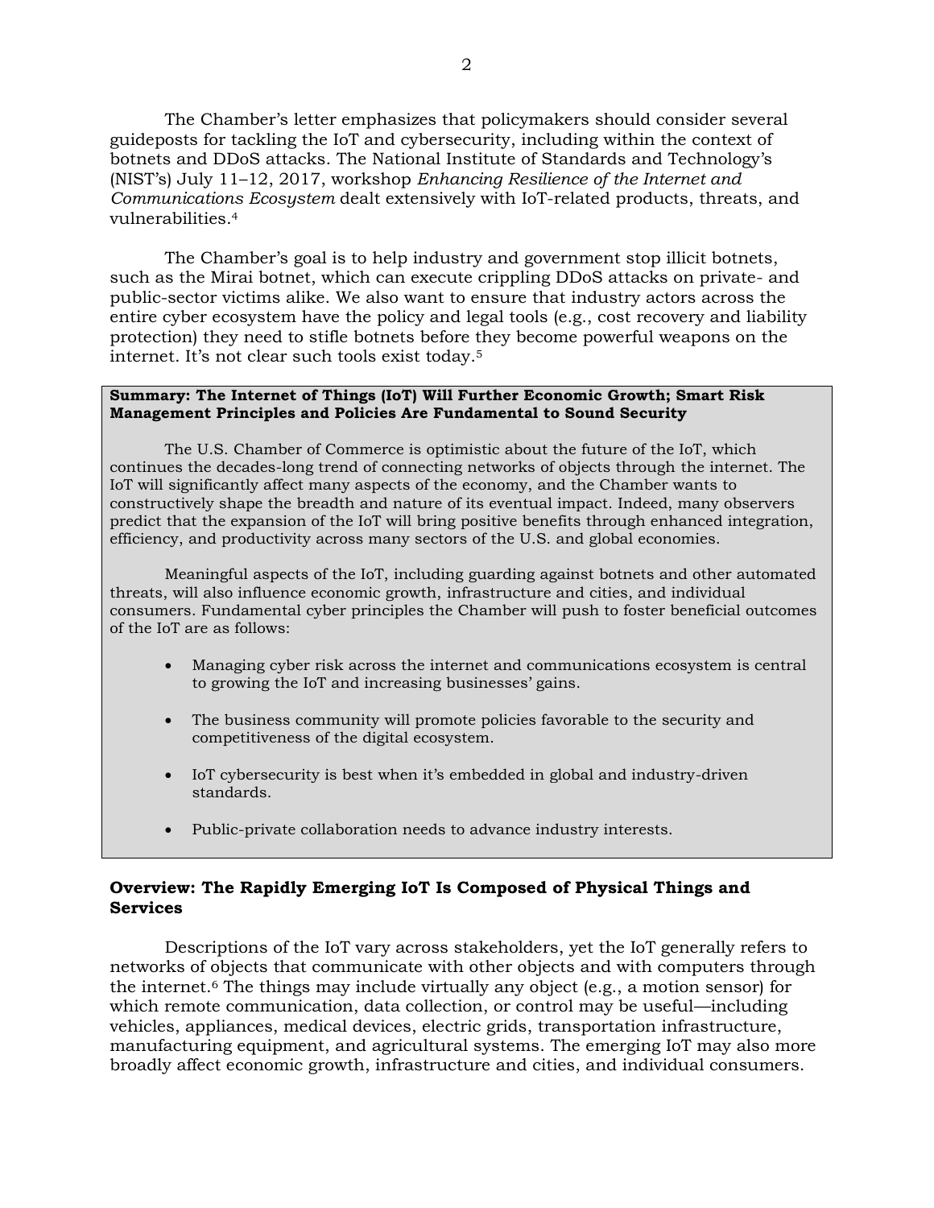The Chamber's letter emphasizes that policymakers should consider several guideposts for tackling the IoT and cybersecurity, including within the context of botnets and DDoS attacks. The National Institute of Standards and Technology's (NIST's) July 11–12, 2017, workshop *Enhancing Resilience of the Internet and Communications Ecosystem* dealt extensively with IoT-related products, threats, and vulnerabilities.[4]

The Chamber's goal is to help industry and government stop illicit botnets, such as the Mirai botnet, which can execute crippling DDoS attacks on private- and public-sector victims alike. We also want to ensure that industry actors across the entire cyber ecosystem have the policy and legal tools (e.g., cost recovery and liability protection) they need to stifle botnets before they become powerful weapons on the internet. It's not clear such tools exist today.[5]

**Summary: The Internet of Things (IoT) Will Further Economic Growth; Smart Risk Management Principles and Policies Are Fundamental to Sound Security**

The U.S. Chamber of Commerce is optimistic about the future of the IoT, which continues the decades-long trend of connecting networks of objects through the internet. The IoT will significantly affect many aspects of the economy, and the Chamber wants to constructively shape the breadth and nature of its eventual impact. Indeed, many observers predict that the expansion of the IoT will bring positive benefits through enhanced integration, efficiency, and productivity across many sectors of the U.S. and global economies.

Meaningful aspects of the IoT, including guarding against botnets and other automated threats, will also influence economic growth, infrastructure and cities, and individual consumers. Fundamental cyber principles the Chamber will push to foster beneficial outcomes of the IoT are as follows:

- Managing cyber risk across the internet and communications ecosystem is central to growing the IoT and increasing businesses' gains.
- The business community will promote policies favorable to the security and competitiveness of the digital ecosystem.
- IoT cybersecurity is best when it's embedded in global and industry-driven standards.
- Public-private collaboration needs to advance industry interests.

### Overview: The Rapidly Emerging IoT Is Composed of Physical Things and Services

Descriptions of the IoT vary across stakeholders, yet the IoT generally refers to networks of objects that communicate with other objects and with computers through the internet.[6] The things may include virtually any object (e.g., a motion sensor) for which remote communication, data collection, or control may be useful—including vehicles, appliances, medical devices, electric grids, transportation infrastructure, manufacturing equipment, and agricultural systems. The emerging IoT may also more broadly affect economic growth, infrastructure and cities, and individual consumers.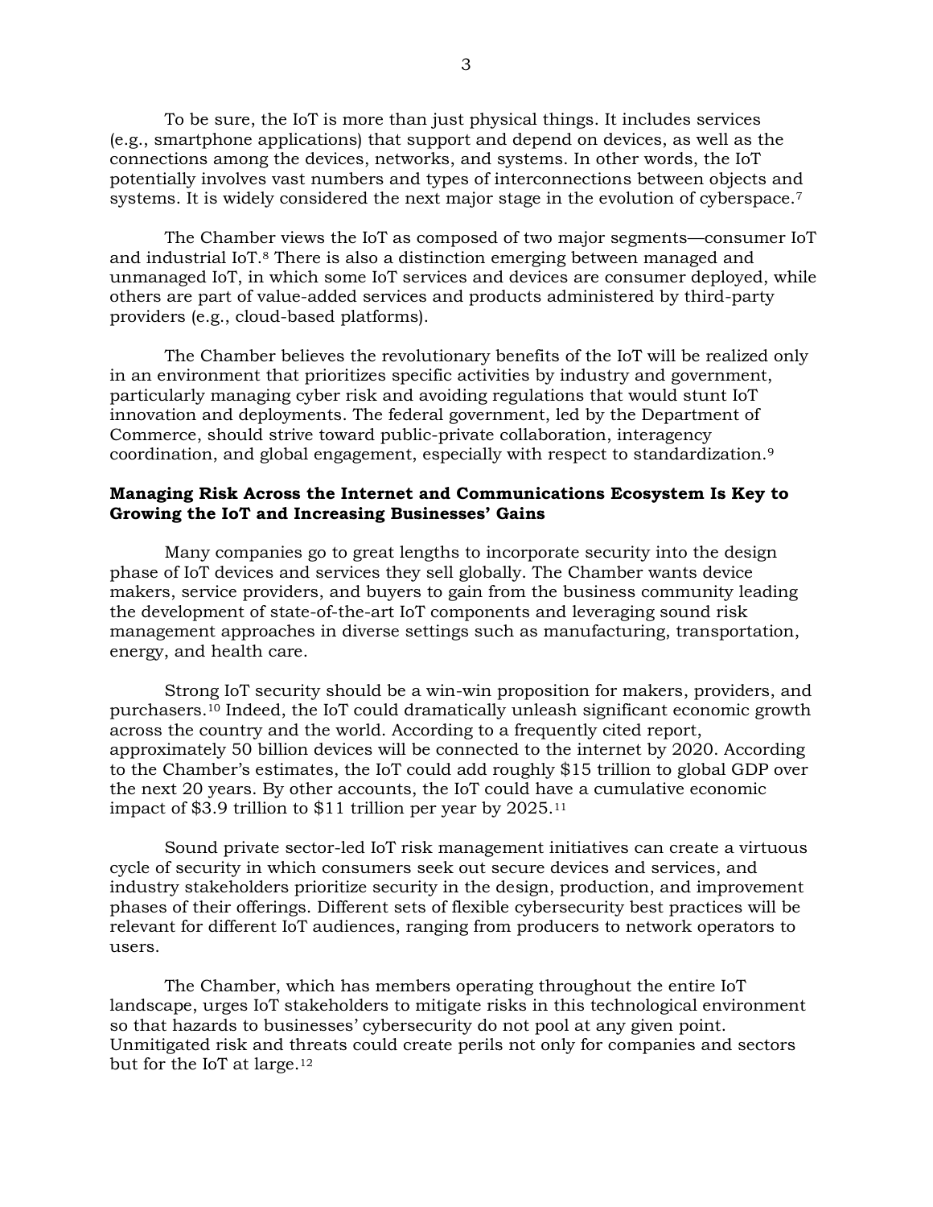To be sure, the IoT is more than just physical things. It includes services (e.g., smartphone applications) that support and depend on devices, as well as the connections among the devices, networks, and systems. In other words, the IoT potentially involves vast numbers and types of interconnections between objects and systems. It is widely considered the next major stage in the evolution of cyberspace.[7]

The Chamber views the IoT as composed of two major segments—consumer IoT and industrial IoT.[8] There is also a distinction emerging between managed and unmanaged IoT, in which some IoT services and devices are consumer deployed, while others are part of value-added services and products administered by third-party providers (e.g., cloud-based platforms).

The Chamber believes the revolutionary benefits of the IoT will be realized only in an environment that prioritizes specific activities by industry and government, particularly managing cyber risk and avoiding regulations that would stunt IoT innovation and deployments. The federal government, led by the Department of Commerce, should strive toward public-private collaboration, interagency coordination, and global engagement, especially with respect to standardization.[9]

**Managing Risk Across the Internet and Communications Ecosystem Is Key to Growing the IoT and Increasing Businesses' Gains**

Many companies go to great lengths to incorporate security into the design phase of IoT devices and services they sell globally. The Chamber wants device makers, service providers, and buyers to gain from the business community leading the development of state-of-the-art IoT components and leveraging sound risk management approaches in diverse settings such as manufacturing, transportation, energy, and health care.

Strong IoT security should be a win-win proposition for makers, providers, and purchasers.[10] Indeed, the IoT could dramatically unleash significant economic growth across the country and the world. According to a frequently cited report, approximately 50 billion devices will be connected to the internet by 2020. According to the Chamber's estimates, the IoT could add roughly $15 trillion to global GDP over the next 20 years. By other accounts, the IoT could have a cumulative economic impact of $3.9 trillion to $11 trillion per year by 2025.[11]

Sound private sector-led IoT risk management initiatives can create a virtuous cycle of security in which consumers seek out secure devices and services, and industry stakeholders prioritize security in the design, production, and improvement phases of their offerings. Different sets of flexible cybersecurity best practices will be relevant for different IoT audiences, ranging from producers to network operators to users.

The Chamber, which has members operating throughout the entire IoT landscape, urges IoT stakeholders to mitigate risks in this technological environment so that hazards to businesses' cybersecurity do not pool at any given point. Unmitigated risk and threats could create perils not only for companies and sectors but for the IoT at large.[12]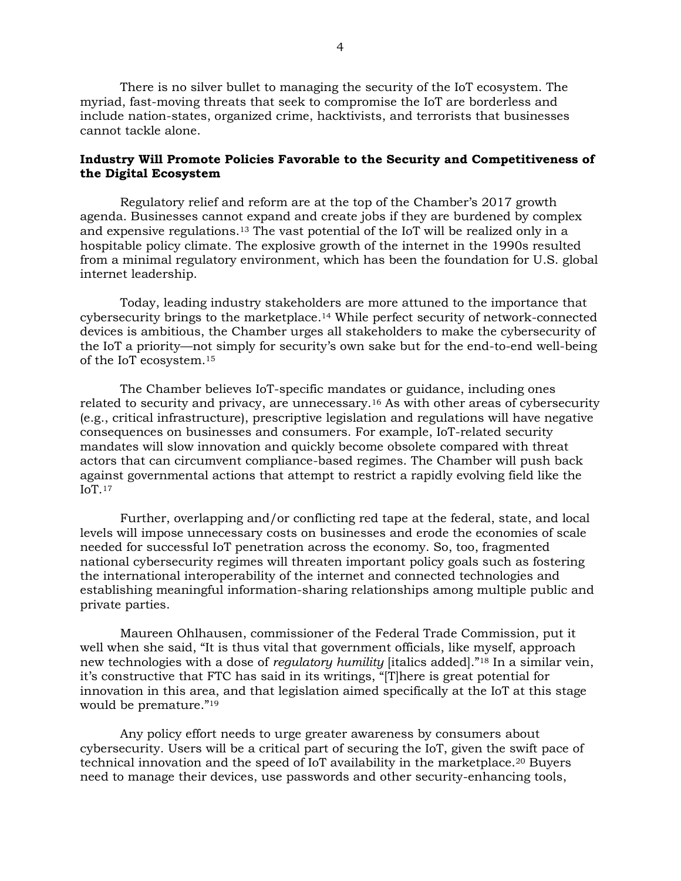There is no silver bullet to managing the security of the IoT ecosystem. The myriad, fast-moving threats that seek to compromise the IoT are borderless and include nation-states, organized crime, hacktivists, and terrorists that businesses cannot tackle alone.

**Industry Will Promote Policies Favorable to the Security and Competitiveness of the Digital Ecosystem**

Regulatory relief and reform are at the top of the Chamber's 2017 growth agenda. Businesses cannot expand and create jobs if they are burdened by complex and expensive regulations.[13] The vast potential of the IoT will be realized only in a hospitable policy climate. The explosive growth of the internet in the 1990s resulted from a minimal regulatory environment, which has been the foundation for U.S. global internet leadership.

Today, leading industry stakeholders are more attuned to the importance that cybersecurity brings to the marketplace.[14] While perfect security of network-connected devices is ambitious, the Chamber urges all stakeholders to make the cybersecurity of the IoT a priority—not simply for security's own sake but for the end-to-end well-being of the IoT ecosystem.[15]

The Chamber believes IoT-specific mandates or guidance, including ones related to security and privacy, are unnecessary.[16] As with other areas of cybersecurity (e.g., critical infrastructure), prescriptive legislation and regulations will have negative consequences on businesses and consumers. For example, IoT-related security mandates will slow innovation and quickly become obsolete compared with threat actors that can circumvent compliance-based regimes. The Chamber will push back against governmental actions that attempt to restrict a rapidly evolving field like the IoT.[17]

Further, overlapping and/or conflicting red tape at the federal, state, and local levels will impose unnecessary costs on businesses and erode the economies of scale needed for successful IoT penetration across the economy. So, too, fragmented national cybersecurity regimes will threaten important policy goals such as fostering the international interoperability of the internet and connected technologies and establishing meaningful information-sharing relationships among multiple public and private parties.

Maureen Ohlhausen, commissioner of the Federal Trade Commission, put it well when she said, "It is thus vital that government officials, like myself, approach new technologies with a dose of *regulatory humility* [italics added]."[18] In a similar vein, it's constructive that FTC has said in its writings, "[T]here is great potential for innovation in this area, and that legislation aimed specifically at the IoT at this stage would be premature."[19]

Any policy effort needs to urge greater awareness by consumers about cybersecurity. Users will be a critical part of securing the IoT, given the swift pace of technical innovation and the speed of IoT availability in the marketplace.[20] Buyers need to manage their devices, use passwords and other security-enhancing tools,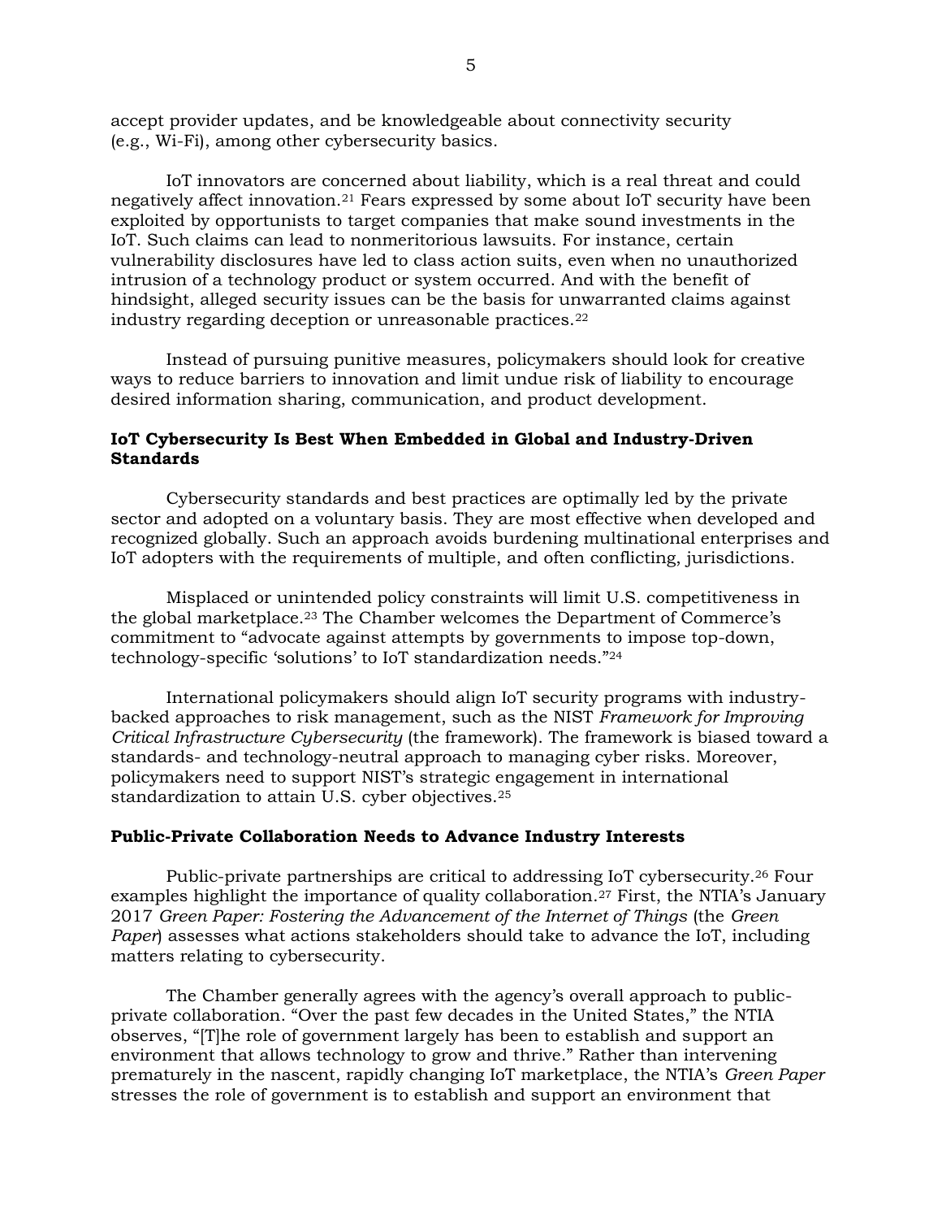accept provider updates, and be knowledgeable about connectivity security (e.g., Wi-Fi), among other cybersecurity basics.

IoT innovators are concerned about liability, which is a real threat and could negatively affect innovation.[21] Fears expressed by some about IoT security have been exploited by opportunists to target companies that make sound investments in the IoT. Such claims can lead to nonmeritorious lawsuits. For instance, certain vulnerability disclosures have led to class action suits, even when no unauthorized intrusion of a technology product or system occurred. And with the benefit of hindsight, alleged security issues can be the basis for unwarranted claims against industry regarding deception or unreasonable practices.[22]

Instead of pursuing punitive measures, policymakers should look for creative ways to reduce barriers to innovation and limit undue risk of liability to encourage desired information sharing, communication, and product development.

**IoT Cybersecurity Is Best When Embedded in Global and Industry-Driven Standards**

Cybersecurity standards and best practices are optimally led by the private sector and adopted on a voluntary basis. They are most effective when developed and recognized globally. Such an approach avoids burdening multinational enterprises and IoT adopters with the requirements of multiple, and often conflicting, jurisdictions.

Misplaced or unintended policy constraints will limit U.S. competitiveness in the global marketplace.[23] The Chamber welcomes the Department of Commerce's commitment to "advocate against attempts by governments to impose top-down, technology-specific 'solutions' to IoT standardization needs."[24]

International policymakers should align IoT security programs with industry-backed approaches to risk management, such as the NIST *Framework for Improving Critical Infrastructure Cybersecurity* (the framework). The framework is biased toward a standards- and technology-neutral approach to managing cyber risks. Moreover, policymakers need to support NIST's strategic engagement in international standardization to attain U.S. cyber objectives.[25]

**Public-Private Collaboration Needs to Advance Industry Interests**

Public-private partnerships are critical to addressing IoT cybersecurity.[26] Four examples highlight the importance of quality collaboration.[27] First, the NTIA's January 2017 *Green Paper: Fostering the Advancement of the Internet of Things* (the *Green Paper*) assesses what actions stakeholders should take to advance the IoT, including matters relating to cybersecurity.

The Chamber generally agrees with the agency's overall approach to public-private collaboration. "Over the past few decades in the United States," the NTIA observes, "[T]he role of government largely has been to establish and support an environment that allows technology to grow and thrive." Rather than intervening prematurely in the nascent, rapidly changing IoT marketplace, the NTIA's *Green Paper* stresses the role of government is to establish and support an environment that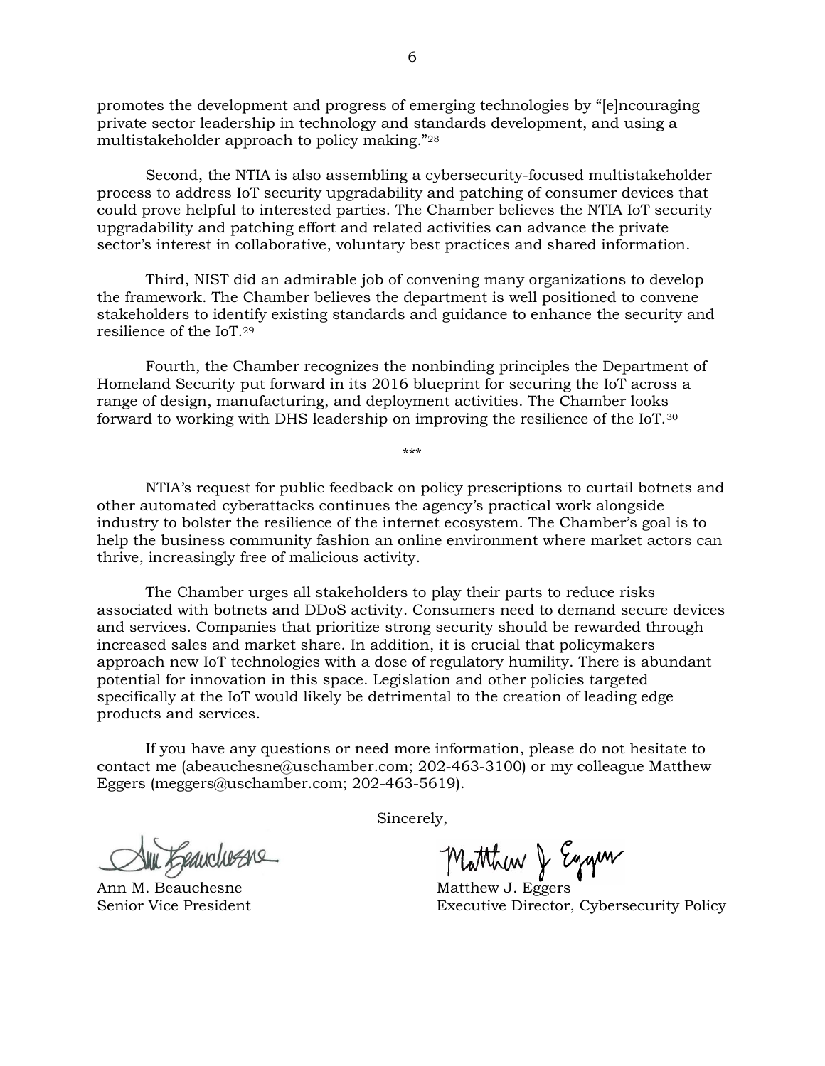promotes the development and progress of emerging technologies by "[e]ncouraging private sector leadership in technology and standards development, and using a multistakeholder approach to policy making."[28]

Second, the NTIA is also assembling a cybersecurity-focused multistakeholder process to address IoT security upgradability and patching of consumer devices that could prove helpful to interested parties. The Chamber believes the NTIA IoT security upgradability and patching effort and related activities can advance the private sector's interest in collaborative, voluntary best practices and shared information.

Third, NIST did an admirable job of convening many organizations to develop the framework. The Chamber believes the department is well positioned to convene stakeholders to identify existing standards and guidance to enhance the security and resilience of the IoT.[29]

Fourth, the Chamber recognizes the nonbinding principles the Department of Homeland Security put forward in its 2016 blueprint for securing the IoT across a range of design, manufacturing, and deployment activities. The Chamber looks forward to working with DHS leadership on improving the resilience of the IoT.[30]

***

NTIA's request for public feedback on policy prescriptions to curtail botnets and other automated cyberattacks continues the agency's practical work alongside industry to bolster the resilience of the internet ecosystem. The Chamber's goal is to help the business community fashion an online environment where market actors can thrive, increasingly free of malicious activity.

The Chamber urges all stakeholders to play their parts to reduce risks associated with botnets and DDoS activity. Consumers need to demand secure devices and services. Companies that prioritize strong security should be rewarded through increased sales and market share. In addition, it is crucial that policymakers approach new IoT technologies with a dose of regulatory humility. There is abundant potential for innovation in this space. Legislation and other policies targeted specifically at the IoT would likely be detrimental to the creation of leading edge products and services.

If you have any questions or need more information, please do not hesitate to contact me (abeauchesne@uschamber.com; 202-463-3100) or my colleague Matthew Eggers (meggers@uschamber.com; 202-463-5619).

Sincerely,

Ann M. Beauchesne
Senior Vice President

Matthew J. Eggers
Executive Director, Cybersecurity Policy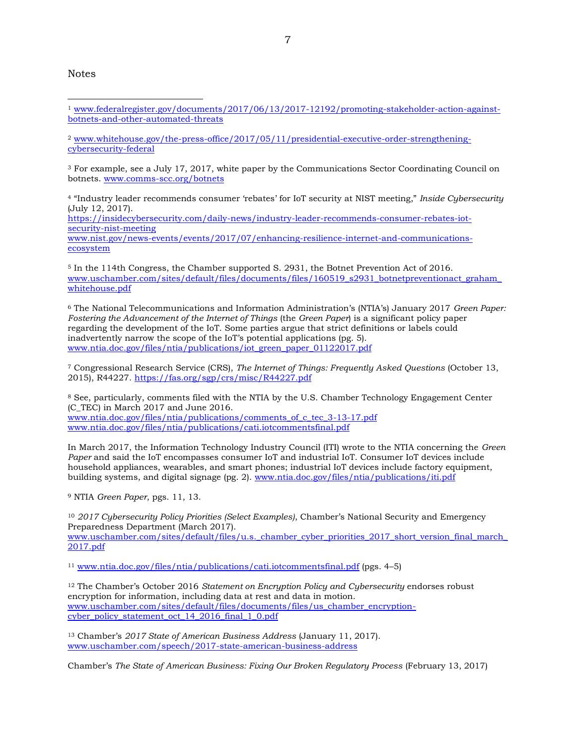Notes

[1] www.federalregister.gov/documents/2017/06/13/2017-12192/promoting-stakeholder-action-against-botnets-and-other-automated-threats

[2] www.whitehouse.gov/the-press-office/2017/05/11/presidential-executive-order-strengthening-cybersecurity-federal

[3] For example, see a July 17, 2017, white paper by the Communications Sector Coordinating Council on botnets. www.comms-scc.org/botnets

[4] "Industry leader recommends consumer 'rebates' for IoT security at NIST meeting," *Inside Cybersecurity* (July 12, 2017).
https://insidecybersecurity.com/daily-news/industry-leader-recommends-consumer-rebates-iot-security-nist-meeting
www.nist.gov/news-events/events/2017/07/enhancing-resilience-internet-and-communications-ecosystem

[5] In the 114th Congress, the Chamber supported S. 2931, the Botnet Prevention Act of 2016. www.uschamber.com/sites/default/files/documents/files/160519_s2931_botnetpreventionact_graham_whitehouse.pdf

[6] The National Telecommunications and Information Administration's (NTIA's) January 2017 *Green Paper: Fostering the Advancement of the Internet of Things* (the *Green Paper*) is a significant policy paper regarding the development of the IoT. Some parties argue that strict definitions or labels could inadvertently narrow the scope of the IoT's potential applications (pg. 5). www.ntia.doc.gov/files/ntia/publications/iot_green_paper_01122017.pdf

[7] Congressional Research Service (CRS), *The Internet of Things: Frequently Asked Questions* (October 13, 2015), R44227. https://fas.org/sgp/crs/misc/R44227.pdf

[8] See, particularly, comments filed with the NTIA by the U.S. Chamber Technology Engagement Center (C_TEC) in March 2017 and June 2016.
www.ntia.doc.gov/files/ntia/publications/comments_of_c_tec_3-13-17.pdf
www.ntia.doc.gov/files/ntia/publications/cati.iotcommentsfinal.pdf

In March 2017, the Information Technology Industry Council (ITI) wrote to the NTIA concerning the *Green Paper* and said the IoT encompasses consumer IoT and industrial IoT. Consumer IoT devices include household appliances, wearables, and smart phones; industrial IoT devices include factory equipment, building systems, and digital signage (pg. 2). www.ntia.doc.gov/files/ntia/publications/iti.pdf

[9] NTIA *Green Paper*, pgs. 11, 13.

[10] *2017 Cybersecurity Policy Priorities (Select Examples)*, Chamber's National Security and Emergency Preparedness Department (March 2017).
www.uschamber.com/sites/default/files/u.s._chamber_cyber_priorities_2017_short_version_final_march_2017.pdf

[11] www.ntia.doc.gov/files/ntia/publications/cati.iotcommentsfinal.pdf (pgs. 4–5)

[12] The Chamber's October 2016 *Statement on Encryption Policy and Cybersecurity* endorses robust encryption for information, including data at rest and data in motion.
www.uschamber.com/sites/default/files/documents/files/us_chamber_encryption-cyber_policy_statement_oct_14_2016_final_1_0.pdf

[13] Chamber's *2017 State of American Business Address* (January 11, 2017).
www.uschamber.com/speech/2017-state-american-business-address

Chamber's *The State of American Business: Fixing Our Broken Regulatory Process* (February 13, 2017)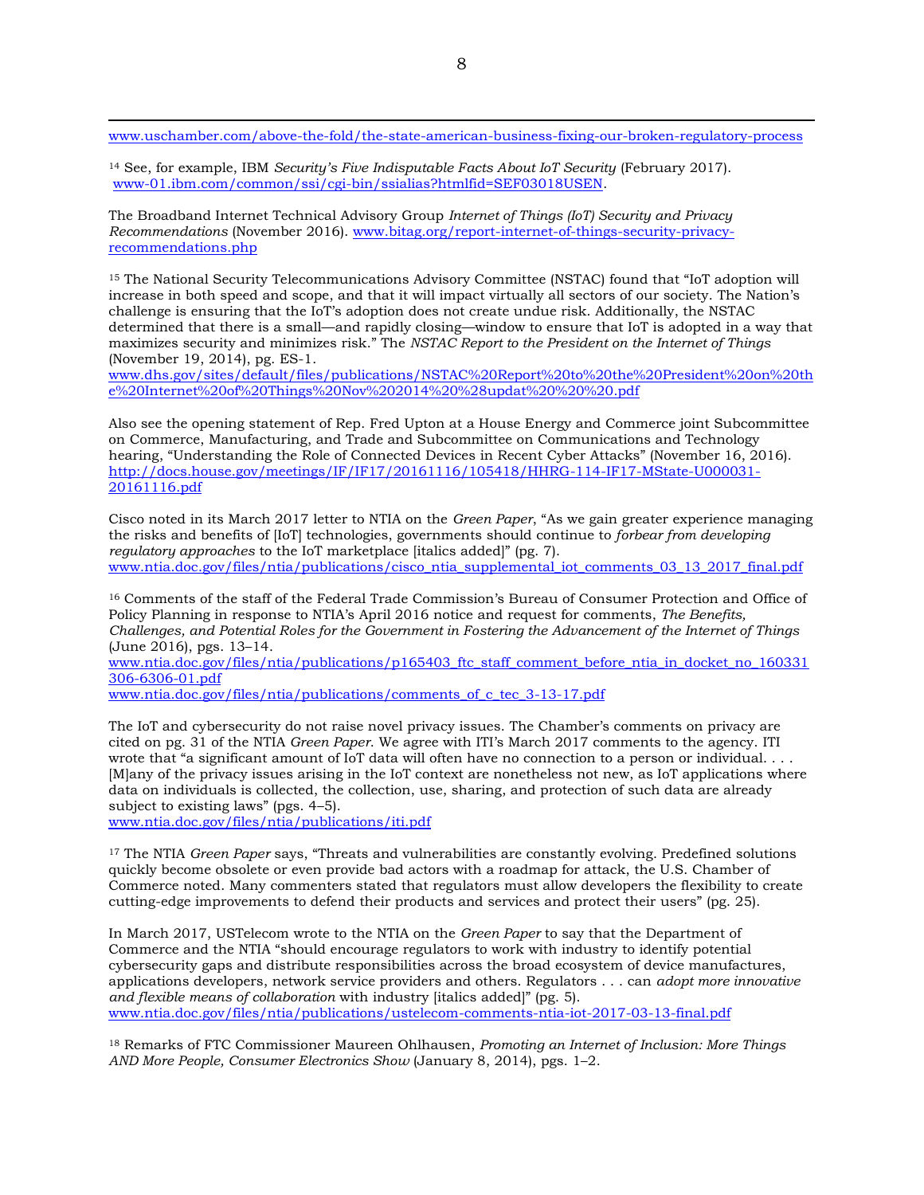www.uschamber.com/above-the-fold/the-state-american-business-fixing-our-broken-regulatory-process

[14] See, for example, IBM *Security's Five Indisputable Facts About IoT Security* (February 2017). www-01.ibm.com/common/ssi/cgi-bin/ssialias?htmlfid=SEF03018USEN.

The Broadband Internet Technical Advisory Group *Internet of Things (IoT) Security and Privacy Recommendations* (November 2016). www.bitag.org/report-internet-of-things-security-privacy-recommendations.php

[15] The National Security Telecommunications Advisory Committee (NSTAC) found that "IoT adoption will increase in both speed and scope, and that it will impact virtually all sectors of our society. The Nation's challenge is ensuring that the IoT's adoption does not create undue risk. Additionally, the NSTAC determined that there is a small—and rapidly closing—window to ensure that IoT is adopted in a way that maximizes security and minimizes risk." The *NSTAC Report to the President on the Internet of Things* (November 19, 2014), pg. ES-1.
www.dhs.gov/sites/default/files/publications/NSTAC%20Report%20to%20the%20President%20on%20the%20Internet%20of%20Things%20Nov%202014%20%28updat%20%20%20.pdf

Also see the opening statement of Rep. Fred Upton at a House Energy and Commerce joint Subcommittee on Commerce, Manufacturing, and Trade and Subcommittee on Communications and Technology hearing, "Understanding the Role of Connected Devices in Recent Cyber Attacks" (November 16, 2016). http://docs.house.gov/meetings/IF/IF17/20161116/105418/HHRG-114-IF17-MState-U000031-20161116.pdf

Cisco noted in its March 2017 letter to NTIA on the *Green Paper*, "As we gain greater experience managing the risks and benefits of [IoT] technologies, governments should continue to *forbear from developing regulatory approaches* to the IoT marketplace [italics added]" (pg. 7).
www.ntia.doc.gov/files/ntia/publications/cisco_ntia_supplemental_iot_comments_03_13_2017_final.pdf

[16] Comments of the staff of the Federal Trade Commission's Bureau of Consumer Protection and Office of Policy Planning in response to NTIA's April 2016 notice and request for comments, *The Benefits, Challenges, and Potential Roles for the Government in Fostering the Advancement of the Internet of Things* (June 2016), pgs. 13–14.
www.ntia.doc.gov/files/ntia/publications/p165403_ftc_staff_comment_before_ntia_in_docket_no_160331306-6306-01.pdf
www.ntia.doc.gov/files/ntia/publications/comments_of_c_tec_3-13-17.pdf

The IoT and cybersecurity do not raise novel privacy issues. The Chamber's comments on privacy are cited on pg. 31 of the NTIA *Green Paper*. We agree with ITI's March 2017 comments to the agency. ITI wrote that "a significant amount of IoT data will often have no connection to a person or individual. . . . [M]any of the privacy issues arising in the IoT context are nonetheless not new, as IoT applications where data on individuals is collected, the collection, use, sharing, and protection of such data are already subject to existing laws" (pgs. 4–5).
www.ntia.doc.gov/files/ntia/publications/iti.pdf

[17] The NTIA *Green Paper* says, "Threats and vulnerabilities are constantly evolving. Predefined solutions quickly become obsolete or even provide bad actors with a roadmap for attack, the U.S. Chamber of Commerce noted. Many commenters stated that regulators must allow developers the flexibility to create cutting-edge improvements to defend their products and services and protect their users" (pg. 25).

In March 2017, USTelecom wrote to the NTIA on the *Green Paper* to say that the Department of Commerce and the NTIA "should encourage regulators to work with industry to identify potential cybersecurity gaps and distribute responsibilities across the broad ecosystem of device manufactures, applications developers, network service providers and others. Regulators . . . can *adopt more innovative and flexible means of collaboration* with industry [italics added]" (pg. 5).
www.ntia.doc.gov/files/ntia/publications/ustelecom-comments-ntia-iot-2017-03-13-final.pdf

[18] Remarks of FTC Commissioner Maureen Ohlhausen, *Promoting an Internet of Inclusion: More Things AND More People, Consumer Electronics Show* (January 8, 2014), pgs. 1–2.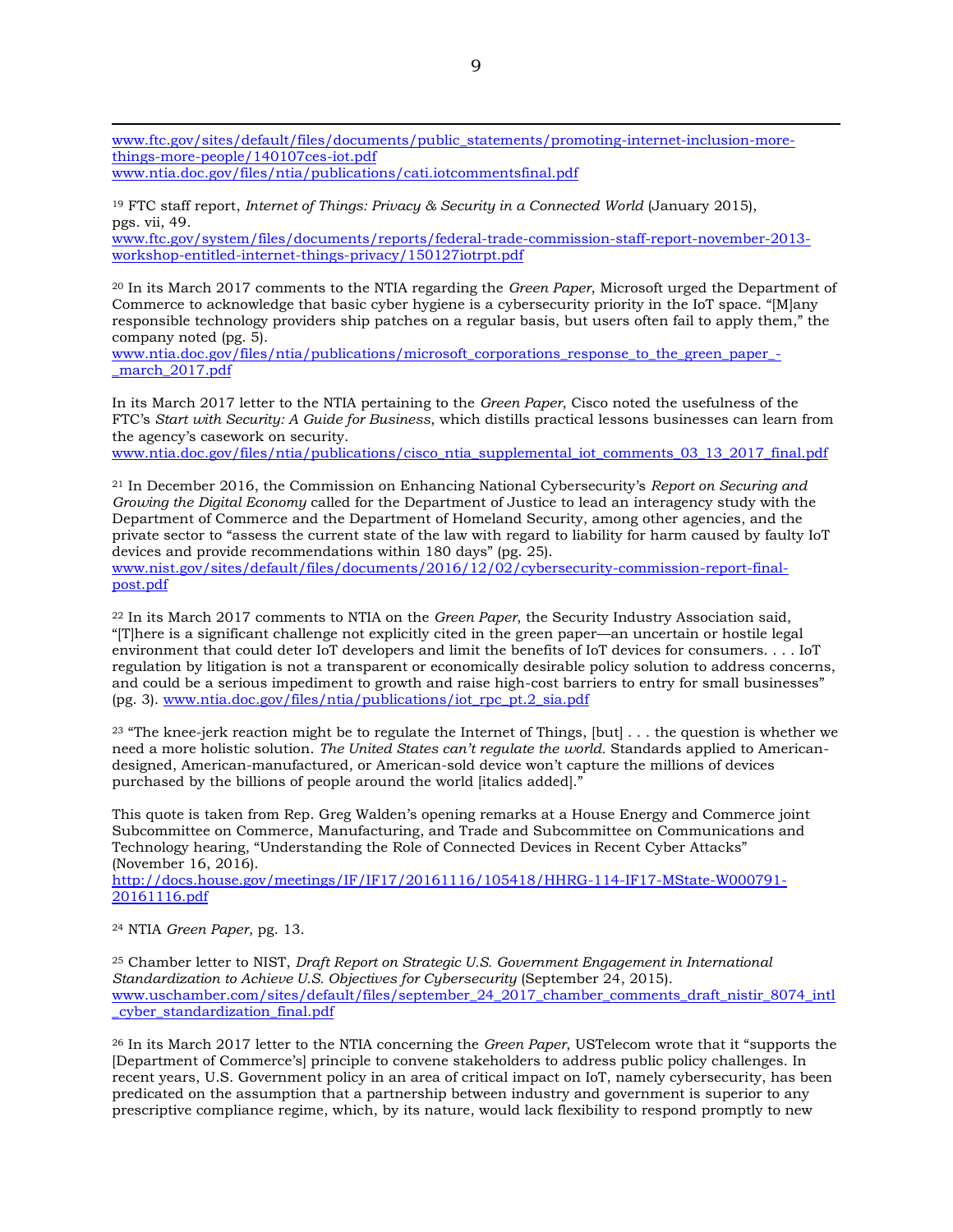www.ftc.gov/sites/default/files/documents/public_statements/promoting-internet-inclusion-more-things-more-people/140107ces-iot.pdf
www.ntia.doc.gov/files/ntia/publications/cati.iotcommentsfinal.pdf

[19] FTC staff report, *Internet of Things: Privacy & Security in a Connected World* (January 2015), pgs. vii, 49.
www.ftc.gov/system/files/documents/reports/federal-trade-commission-staff-report-november-2013-workshop-entitled-internet-things-privacy/150127iotrpt.pdf

[20] In its March 2017 comments to the NTIA regarding the *Green Paper*, Microsoft urged the Department of Commerce to acknowledge that basic cyber hygiene is a cybersecurity priority in the IoT space. "[M]any responsible technology providers ship patches on a regular basis, but users often fail to apply them," the company noted (pg. 5).
www.ntia.doc.gov/files/ntia/publications/microsoft_corporations_response_to_the_green_paper_-_march_2017.pdf

In its March 2017 letter to the NTIA pertaining to the *Green Paper*, Cisco noted the usefulness of the FTC's *Start with Security: A Guide for Business*, which distills practical lessons businesses can learn from the agency's casework on security.
www.ntia.doc.gov/files/ntia/publications/cisco_ntia_supplemental_iot_comments_03_13_2017_final.pdf

[21] In December 2016, the Commission on Enhancing National Cybersecurity's *Report on Securing and Growing the Digital Economy* called for the Department of Justice to lead an interagency study with the Department of Commerce and the Department of Homeland Security, among other agencies, and the private sector to "assess the current state of the law with regard to liability for harm caused by faulty IoT devices and provide recommendations within 180 days" (pg. 25).
www.nist.gov/sites/default/files/documents/2016/12/02/cybersecurity-commission-report-final-post.pdf

[22] In its March 2017 comments to NTIA on the *Green Paper*, the Security Industry Association said, "[T]here is a significant challenge not explicitly cited in the green paper—an uncertain or hostile legal environment that could deter IoT developers and limit the benefits of IoT devices for consumers. . . . IoT regulation by litigation is not a transparent or economically desirable policy solution to address concerns, and could be a serious impediment to growth and raise high-cost barriers to entry for small businesses" (pg. 3). www.ntia.doc.gov/files/ntia/publications/iot_rpc_pt.2_sia.pdf

[23] "The knee-jerk reaction might be to regulate the Internet of Things, [but] . . . the question is whether we need a more holistic solution. *The United States can't regulate the world.* Standards applied to American-designed, American-manufactured, or American-sold device won't capture the millions of devices purchased by the billions of people around the world [italics added]."

This quote is taken from Rep. Greg Walden's opening remarks at a House Energy and Commerce joint Subcommittee on Commerce, Manufacturing, and Trade and Subcommittee on Communications and Technology hearing, "Understanding the Role of Connected Devices in Recent Cyber Attacks" (November 16, 2016).
http://docs.house.gov/meetings/IF/IF17/20161116/105418/HHRG-114-IF17-MState-W000791-20161116.pdf

[24] NTIA *Green Paper*, pg. 13.

[25] Chamber letter to NIST, *Draft Report on Strategic U.S. Government Engagement in International Standardization to Achieve U.S. Objectives for Cybersecurity* (September 24, 2015).
www.uschamber.com/sites/default/files/september_24_2017_chamber_comments_draft_nistir_8074_intl_cyber_standardization_final.pdf

[26] In its March 2017 letter to the NTIA concerning the *Green Paper*, USTelecom wrote that it "supports the [Department of Commerce's] principle to convene stakeholders to address public policy challenges. In recent years, U.S. Government policy in an area of critical impact on IoT, namely cybersecurity, has been predicated on the assumption that a partnership between industry and government is superior to any prescriptive compliance regime, which, by its nature, would lack flexibility to respond promptly to new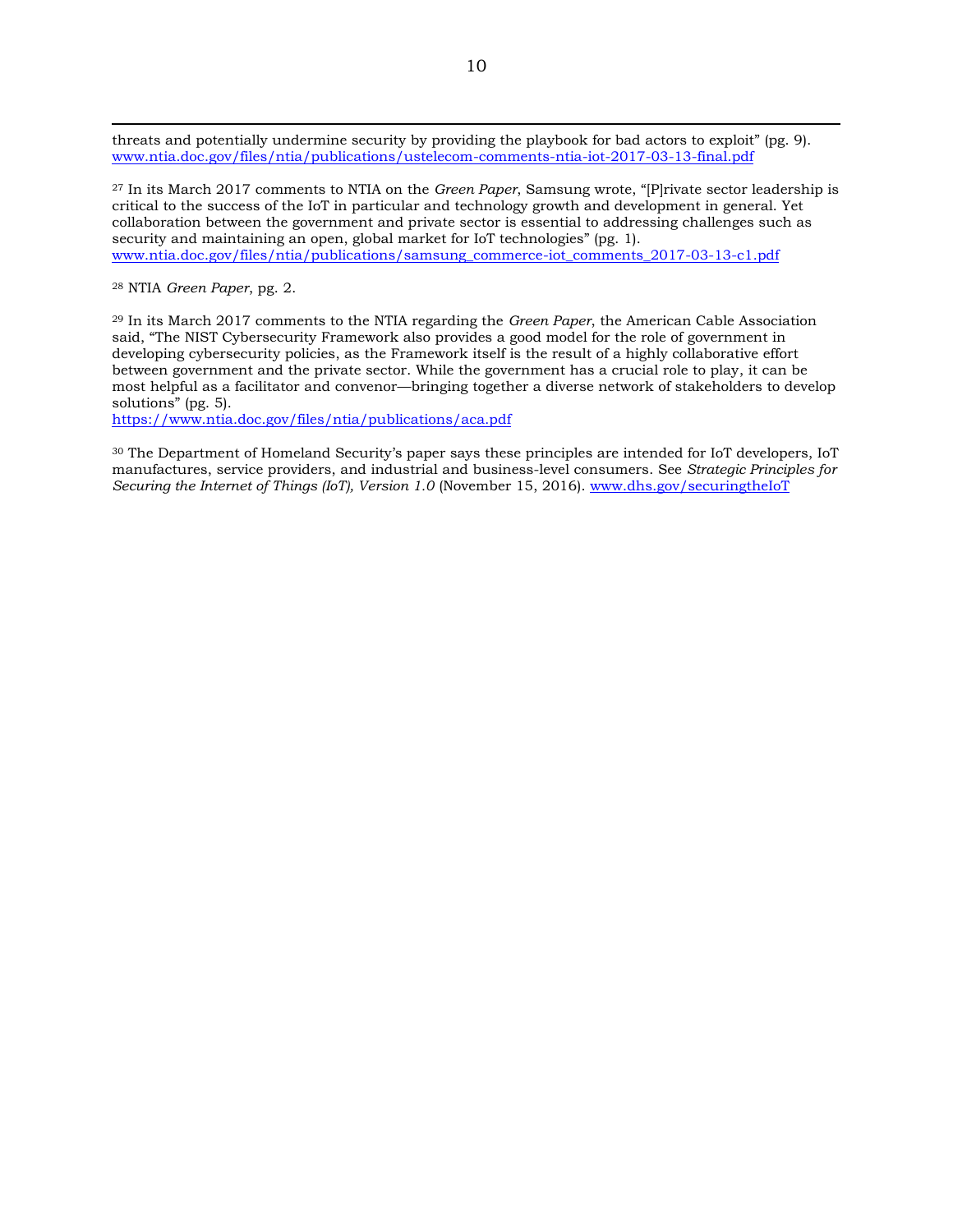threats and potentially undermine security by providing the playbook for bad actors to exploit" (pg. 9). www.ntia.doc.gov/files/ntia/publications/ustelecom-comments-ntia-iot-2017-03-13-final.pdf

[27] In its March 2017 comments to NTIA on the *Green Paper*, Samsung wrote, "[P]rivate sector leadership is critical to the success of the IoT in particular and technology growth and development in general. Yet collaboration between the government and private sector is essential to addressing challenges such as security and maintaining an open, global market for IoT technologies" (pg. 1). www.ntia.doc.gov/files/ntia/publications/samsung_commerce-iot_comments_2017-03-13-c1.pdf

[28] NTIA *Green Paper*, pg. 2.

[29] In its March 2017 comments to the NTIA regarding the *Green Paper*, the American Cable Association said, "The NIST Cybersecurity Framework also provides a good model for the role of government in developing cybersecurity policies, as the Framework itself is the result of a highly collaborative effort between government and the private sector. While the government has a crucial role to play, it can be most helpful as a facilitator and convenor—bringing together a diverse network of stakeholders to develop solutions" (pg. 5). https://www.ntia.doc.gov/files/ntia/publications/aca.pdf

[30] The Department of Homeland Security's paper says these principles are intended for IoT developers, IoT manufactures, service providers, and industrial and business-level consumers. See *Strategic Principles for Securing the Internet of Things (IoT), Version 1.0* (November 15, 2016). www.dhs.gov/securingtheIoT